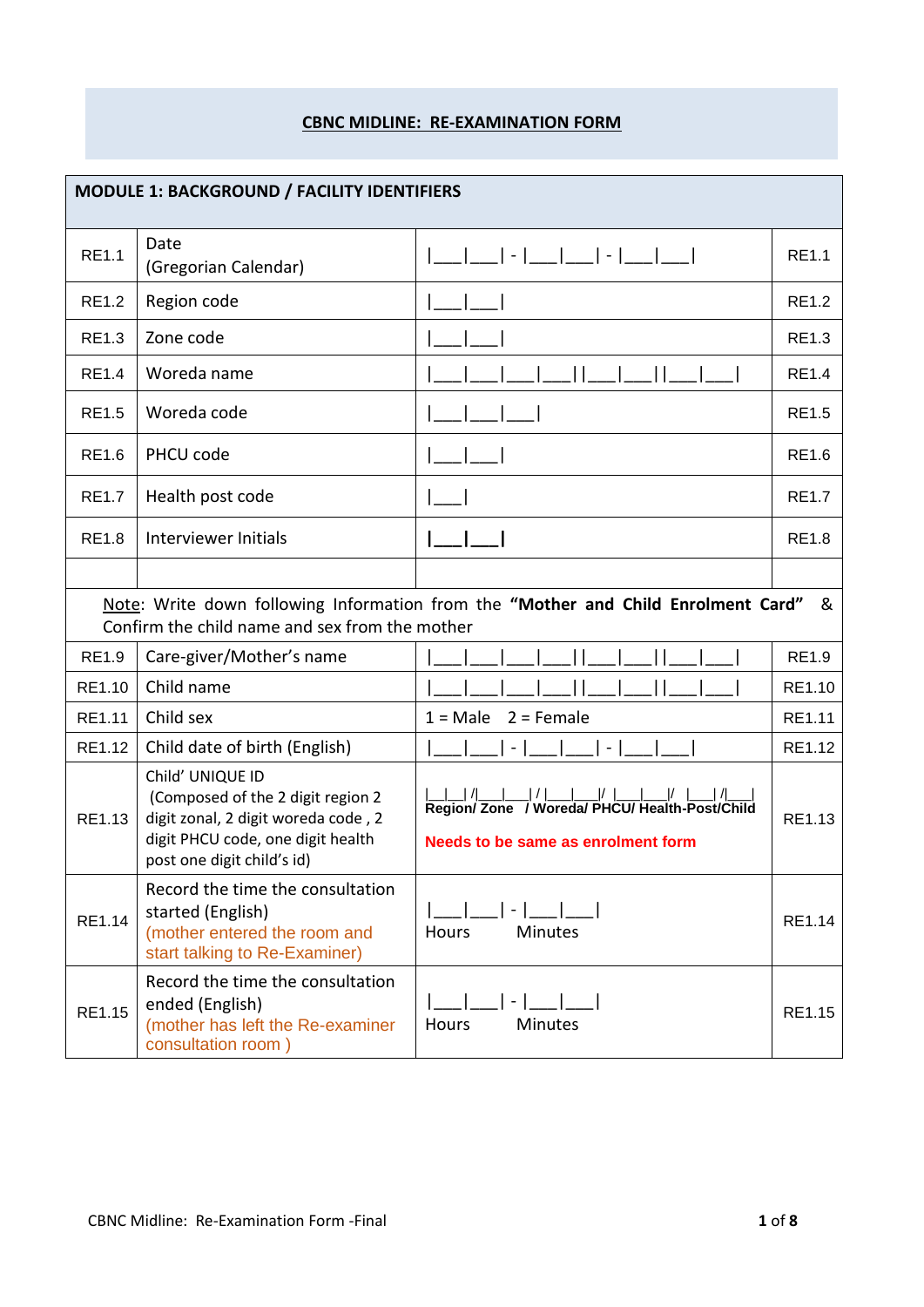# CBNC MIDLINE: RE-EXAMINATION FORM

| MODULE 1: BACKGROUND / FACILITY IDENTIFIERS | | | |
|---|---|---|---|
| RE1.1 | Date (Gregorian Calendar) | \|___\|___\| - \|___\|___\| - \|___\|___\| | RE1.1 |
| RE1.2 | Region code | \|___\|___\| | RE1.2 |
| RE1.3 | Zone code | \|___\|___\| | RE1.3 |
| RE1.4 | Woreda name | \|___\|___\|___\|___\|\|___\|___\|\|___\|___\| | RE1.4 |
| RE1.5 | Woreda code | \|___\|___\|___\| | RE1.5 |
| RE1.6 | PHCU code | \|___\|___\| | RE1.6 |
| RE1.7 | Health post code | \|___\| | RE1.7 |
| RE1.8 | Interviewer Initials | \|___\|___\| | RE1.8 |
| | | | |
| Note: Write down following Information from the **"Mother and Child Enrolment Card"** & Confirm the child name and sex from the mother | | | |
| RE1.9 | Care-giver/Mother's name | \|___\|___\|___\|___\|\|___\|___\|\|___\|___\| | RE1.9 |
| RE1.10 | Child name | \|___\|___\|___\|___\|\|___\|___\|\|___\|___\| | RE1.10 |
| RE1.11 | Child sex | 1 = Male 2 = Female | RE1.11 |
| RE1.12 | Child date of birth (English) | \|___\|___\| - \|___\|___\| - \|___\|___\| | RE1.12 |
| RE1.13 | Child' UNIQUE ID (Composed of the 2 digit region 2 digit zonal, 2 digit woreda code , 2 digit PHCU code, one digit health post one digit child's id) | \|__\|__\| /\|___\|___\| / \|___\|___\|/ \|___\|___\|/ \|___\| /\|___\| **Region/ Zone / Woreda/ PHCU/ Health-Post/Child** **Needs to be same as enrolment form** | RE1.13 |
| RE1.14 | Record the time the consultation started (English) (mother entered the room and start talking to Re-Examiner) | \|___\|___\| - \|___\|___\| Hours Minutes | RE1.14 |
| RE1.15 | Record the time the consultation ended (English) (mother has left the Re-examiner consultation room ) | \|___\|___\| - \|___\|___\| Hours Minutes | RE1.15 |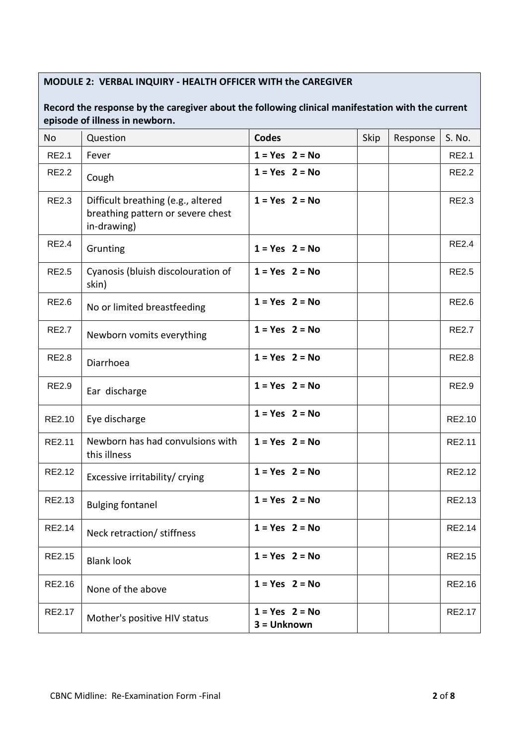**MODULE 2: VERBAL INQUIRY - HEALTH OFFICER WITH the CAREGIVER**

**Record the response by the caregiver about the following clinical manifestation with the current episode of illness in newborn.**

| No | Question | Codes | Skip | Response | S. No. |
|---|---|---|---|---|---|
| RE2.1 | Fever | **1 = Yes 2 = No** | | | RE2.1 |
| RE2.2 | Cough | **1 = Yes 2 = No** | | | RE2.2 |
| RE2.3 | Difficult breathing (e.g., altered breathing pattern or severe chest in-drawing) | **1 = Yes 2 = No** | | | RE2.3 |
| RE2.4 | Grunting | **1 = Yes 2 = No** | | | RE2.4 |
| RE2.5 | Cyanosis (bluish discolouration of skin) | **1 = Yes 2 = No** | | | RE2.5 |
| RE2.6 | No or limited breastfeeding | **1 = Yes 2 = No** | | | RE2.6 |
| RE2.7 | Newborn vomits everything | **1 = Yes 2 = No** | | | RE2.7 |
| RE2.8 | Diarrhoea | **1 = Yes 2 = No** | | | RE2.8 |
| RE2.9 | Ear discharge | **1 = Yes 2 = No** | | | RE2.9 |
| RE2.10 | Eye discharge | **1 = Yes 2 = No** | | | RE2.10 |
| RE2.11 | Newborn has had convulsions with this illness | **1 = Yes 2 = No** | | | RE2.11 |
| RE2.12 | Excessive irritability/ crying | **1 = Yes 2 = No** | | | RE2.12 |
| RE2.13 | Bulging fontanel | **1 = Yes 2 = No** | | | RE2.13 |
| RE2.14 | Neck retraction/ stiffness | **1 = Yes 2 = No** | | | RE2.14 |
| RE2.15 | Blank look | **1 = Yes 2 = No** | | | RE2.15 |
| RE2.16 | None of the above | **1 = Yes 2 = No** | | | RE2.16 |
| RE2.17 | Mother's positive HIV status | **1 = Yes 2 = No 3 = Unknown** | | | RE2.17 |

CBNC Midline: Re-Examination Form -Final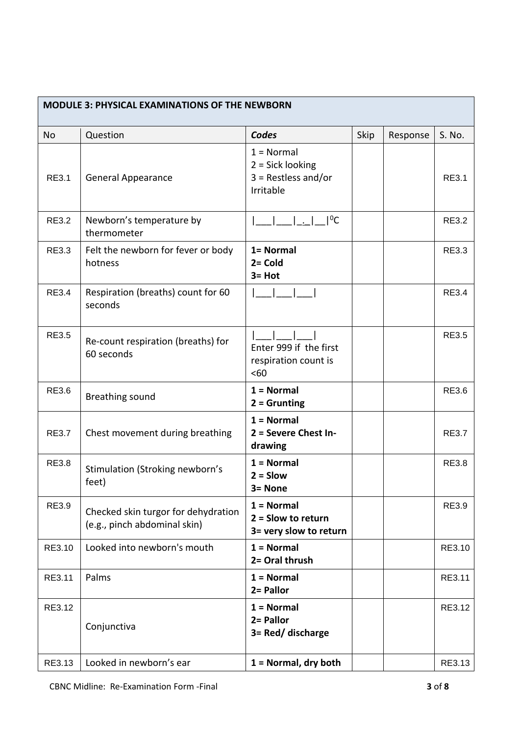| MODULE 3: PHYSICAL EXAMINATIONS OF THE NEWBORN | | | | | |
|---|---|---|---|---|---|
| No | Question | ***Codes*** | Skip | Response | S. No. |
| RE3.1 | General Appearance | 1 = Normal<br>2 = Sick looking<br>3 = Restless and/or Irritable | | | RE3.1 |
| RE3.2 | Newborn's temperature by thermometer | \|\_\_\_\|\_\_\_\|\_.\_\|\_\_\|$^0$C | | | RE3.2 |
| RE3.3 | Felt the newborn for fever or body hotness | **1= Normal**<br>**2= Cold**<br>**3= Hot** | | | RE3.3 |
| RE3.4 | Respiration (breaths) count for 60 seconds | \|\_\_\_\|\_\_\_\|\_\_\_\| | | | RE3.4 |
| RE3.5 | Re-count respiration (breaths) for 60 seconds | \|\_\_\_\|\_\_\_\|\_\_\_\|<br>Enter 999 if the first respiration count is <60 | | | RE3.5 |
| RE3.6 | Breathing sound | **1 = Normal**<br>**2 = Grunting** | | | RE3.6 |
| RE3.7 | Chest movement during breathing | **1 = Normal**<br>**2 = Severe Chest In-drawing** | | | RE3.7 |
| RE3.8 | Stimulation (Stroking newborn's feet) | **1 = Normal**<br>**2 = Slow**<br>**3= None** | | | RE3.8 |
| RE3.9 | Checked skin turgor for dehydration (e.g., pinch abdominal skin) | **1 = Normal**<br>**2 = Slow to return**<br>**3= very slow to return** | | | RE3.9 |
| RE3.10 | Looked into newborn's mouth | **1 = Normal**<br>**2= Oral thrush** | | | RE3.10 |
| RE3.11 | Palms | **1 = Normal**<br>**2= Pallor** | | | RE3.11 |
| RE3.12 | Conjunctiva | **1 = Normal**<br>**2= Pallor**<br>**3= Red/ discharge** | | | RE3.12 |
| RE3.13 | Looked in newborn's ear | **1 = Normal, dry both** | | | RE3.13 |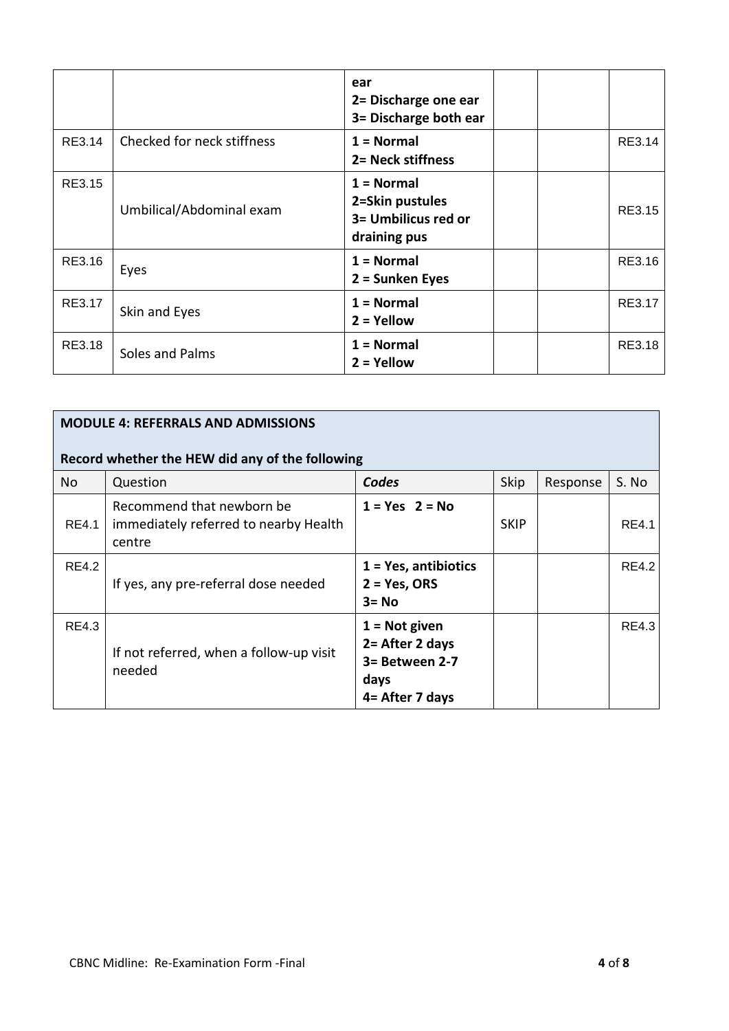| | | ear<br>**2= Discharge one ear**<br>**3= Discharge both ear** | | | |
|---|---|---|---|---|---|
| RE3.14 | Checked for neck stiffness | **1 = Normal**<br>**2= Neck stiffness** | | | RE3.14 |
| RE3.15 | Umbilical/Abdominal exam | **1 = Normal**<br>**2=Skin pustules**<br>**3= Umbilicus red or draining pus** | | | RE3.15 |
| RE3.16 | Eyes | **1 = Normal**<br>**2 = Sunken Eyes** | | | RE3.16 |
| RE3.17 | Skin and Eyes | **1 = Normal**<br>**2 = Yellow** | | | RE3.17 |
| RE3.18 | Soles and Palms | **1 = Normal**<br>**2 = Yellow** | | | RE3.18 |

**MODULE 4: REFERRALS AND ADMISSIONS**

**Record whether the HEW did any of the following**

| No | Question | *Codes* | Skip | Response | S. No |
|---|---|---|---|---|---|
| RE4.1 | Recommend that newborn be immediately referred to nearby Health centre | **1 = Yes 2 = No** | SKIP | | RE4.1 |
| RE4.2 | If yes, any pre-referral dose needed | **1 = Yes, antibiotics**<br>**2 = Yes, ORS**<br>**3= No** | | | RE4.2 |
| RE4.3 | If not referred, when a follow-up visit needed | **1 = Not given**<br>**2= After 2 days**<br>**3= Between 2-7 days**<br>**4= After 7 days** | | | RE4.3 |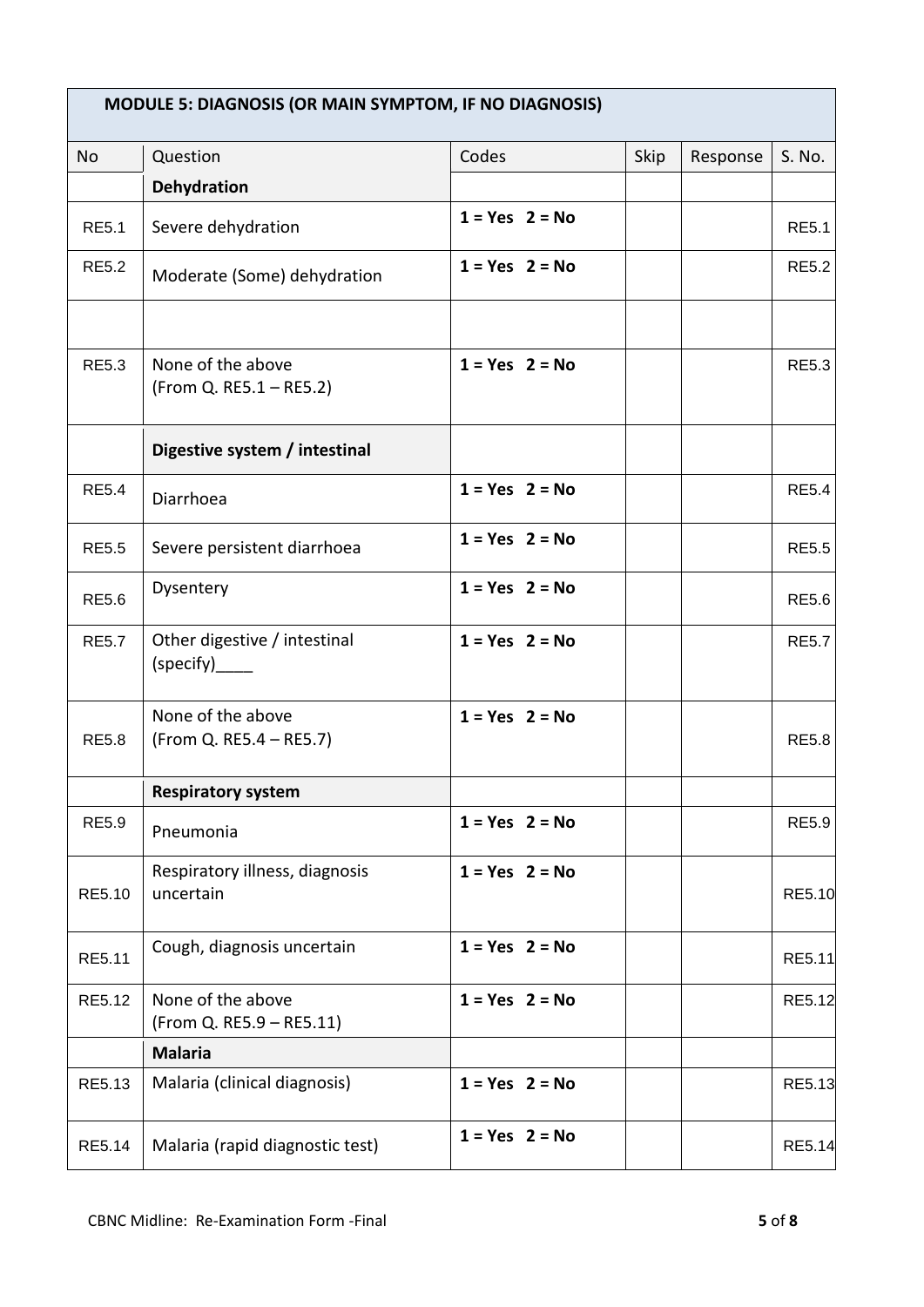| MODULE 5: DIAGNOSIS (OR MAIN SYMPTOM, IF NO DIAGNOSIS) | | | | | |
|---|---|---|---|---|---|
| No | Question | Codes | Skip | Response | S. No. |
| | **Dehydration** | | | | |
| RE5.1 | Severe dehydration | **1 = Yes 2 = No** | | | RE5.1 |
| RE5.2 | Moderate (Some) dehydration | **1 = Yes 2 = No** | | | RE5.2 |
| | | | | | |
| RE5.3 | None of the above (From Q. RE5.1 – RE5.2) | **1 = Yes 2 = No** | | | RE5.3 |
| | **Digestive system / intestinal** | | | | |
| RE5.4 | Diarrhoea | **1 = Yes 2 = No** | | | RE5.4 |
| RE5.5 | Severe persistent diarrhoea | **1 = Yes 2 = No** | | | RE5.5 |
| RE5.6 | Dysentery | **1 = Yes 2 = No** | | | RE5.6 |
| RE5.7 | Other digestive / intestinal (specify)____ | **1 = Yes 2 = No** | | | RE5.7 |
| RE5.8 | None of the above (From Q. RE5.4 – RE5.7) | **1 = Yes 2 = No** | | | RE5.8 |
| | **Respiratory system** | | | | |
| RE5.9 | Pneumonia | **1 = Yes 2 = No** | | | RE5.9 |
| RE5.10 | Respiratory illness, diagnosis uncertain | **1 = Yes 2 = No** | | | RE5.10 |
| RE5.11 | Cough, diagnosis uncertain | **1 = Yes 2 = No** | | | RE5.11 |
| RE5.12 | None of the above (From Q. RE5.9 – RE5.11) | **1 = Yes 2 = No** | | | RE5.12 |
| | **Malaria** | | | | |
| RE5.13 | Malaria (clinical diagnosis) | **1 = Yes 2 = No** | | | RE5.13 |
| RE5.14 | Malaria (rapid diagnostic test) | **1 = Yes 2 = No** | | | RE5.14 |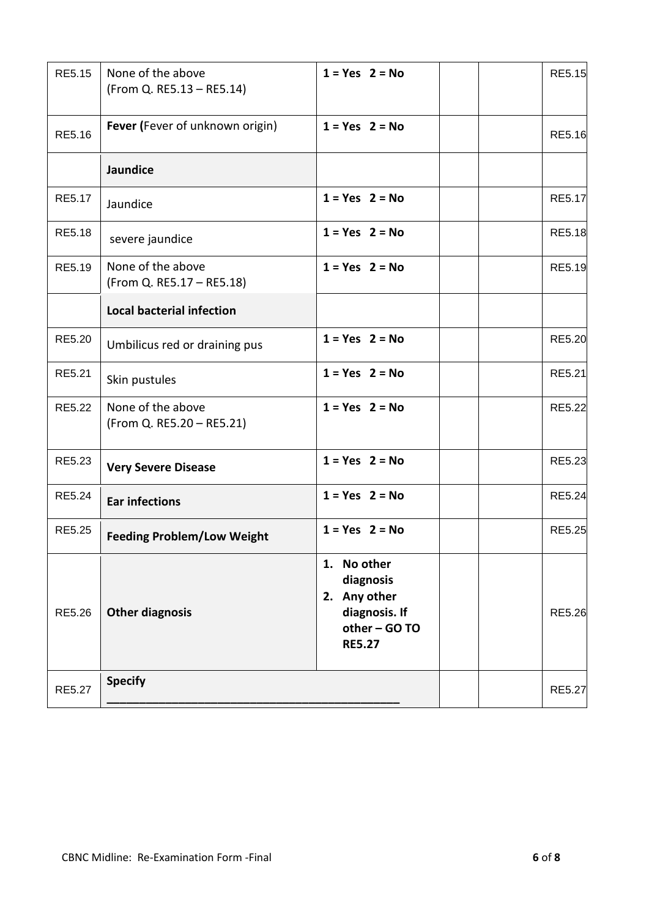| | | | | | |
|---|---|---|---|---|---|
| RE5.15 | None of the above (From Q. RE5.13 – RE5.14) | **1 = Yes 2 = No** | | | RE5.15 |
| RE5.16 | **Fever (**Fever of unknown origin) | **1 = Yes 2 = No** | | | RE5.16 |
| | **Jaundice** | | | | |
| RE5.17 | Jaundice | **1 = Yes 2 = No** | | | RE5.17 |
| RE5.18 | severe jaundice | **1 = Yes 2 = No** | | | RE5.18 |
| RE5.19 | None of the above (From Q. RE5.17 – RE5.18) | **1 = Yes 2 = No** | | | RE5.19 |
| | **Local bacterial infection** | | | | |
| RE5.20 | Umbilicus red or draining pus | **1 = Yes 2 = No** | | | RE5.20 |
| RE5.21 | Skin pustules | **1 = Yes 2 = No** | | | RE5.21 |
| RE5.22 | None of the above (From Q. RE5.20 – RE5.21) | **1 = Yes 2 = No** | | | RE5.22 |
| RE5.23 | **Very Severe Disease** | **1 = Yes 2 = No** | | | RE5.23 |
| RE5.24 | **Ear infections** | **1 = Yes 2 = No** | | | RE5.24 |
| RE5.25 | **Feeding Problem/Low Weight** | **1 = Yes 2 = No** | | | RE5.25 |
| RE5.26 | **Other diagnosis** | **1. No other diagnosis** **2. Any other diagnosis. If other – GO TO RE5.27** | | | RE5.26 |
| RE5.27 | **Specify** ___________________________________________ | | | | RE5.27 |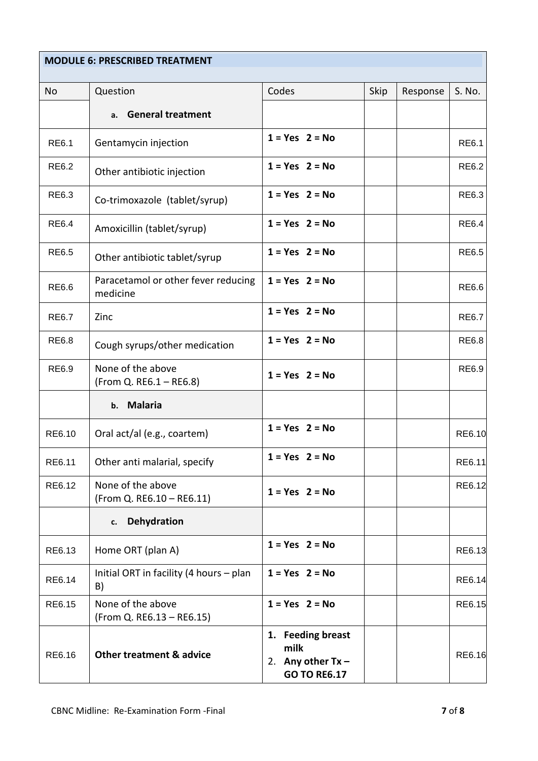| MODULE 6: PRESCRIBED TREATMENT | | | | | |
|---|---|---|---|---|---|
| No | Question | Codes | Skip | Response | S. No. |
| | **a. General treatment** | | | | |
| RE6.1 | Gentamycin injection | **1 = Yes 2 = No** | | | RE6.1 |
| RE6.2 | Other antibiotic injection | **1 = Yes 2 = No** | | | RE6.2 |
| RE6.3 | Co-trimoxazole (tablet/syrup) | **1 = Yes 2 = No** | | | RE6.3 |
| RE6.4 | Amoxicillin (tablet/syrup) | **1 = Yes 2 = No** | | | RE6.4 |
| RE6.5 | Other antibiotic tablet/syrup | **1 = Yes 2 = No** | | | RE6.5 |
| RE6.6 | Paracetamol or other fever reducing medicine | **1 = Yes 2 = No** | | | RE6.6 |
| RE6.7 | Zinc | **1 = Yes 2 = No** | | | RE6.7 |
| RE6.8 | Cough syrups/other medication | **1 = Yes 2 = No** | | | RE6.8 |
| RE6.9 | None of the above (From Q. RE6.1 – RE6.8) | **1 = Yes 2 = No** | | | RE6.9 |
| | **b. Malaria** | | | | |
| RE6.10 | Oral act/al (e.g., coartem) | **1 = Yes 2 = No** | | | RE6.10 |
| RE6.11 | Other anti malarial, specify | **1 = Yes 2 = No** | | | RE6.11 |
| RE6.12 | None of the above (From Q. RE6.10 – RE6.11) | **1 = Yes 2 = No** | | | RE6.12 |
| | **c. Dehydration** | | | | |
| RE6.13 | Home ORT (plan A) | **1 = Yes 2 = No** | | | RE6.13 |
| RE6.14 | Initial ORT in facility (4 hours – plan B) | **1 = Yes 2 = No** | | | RE6.14 |
| RE6.15 | None of the above (From Q. RE6.13 – RE6.15) | **1 = Yes 2 = No** | | | RE6.15 |
| RE6.16 | **Other treatment & advice** | **1. Feeding breast milk**<br>**2. Any other Tx – GO TO RE6.17** | | | RE6.16 |

CBNC Midline: Re-Examination Form -Final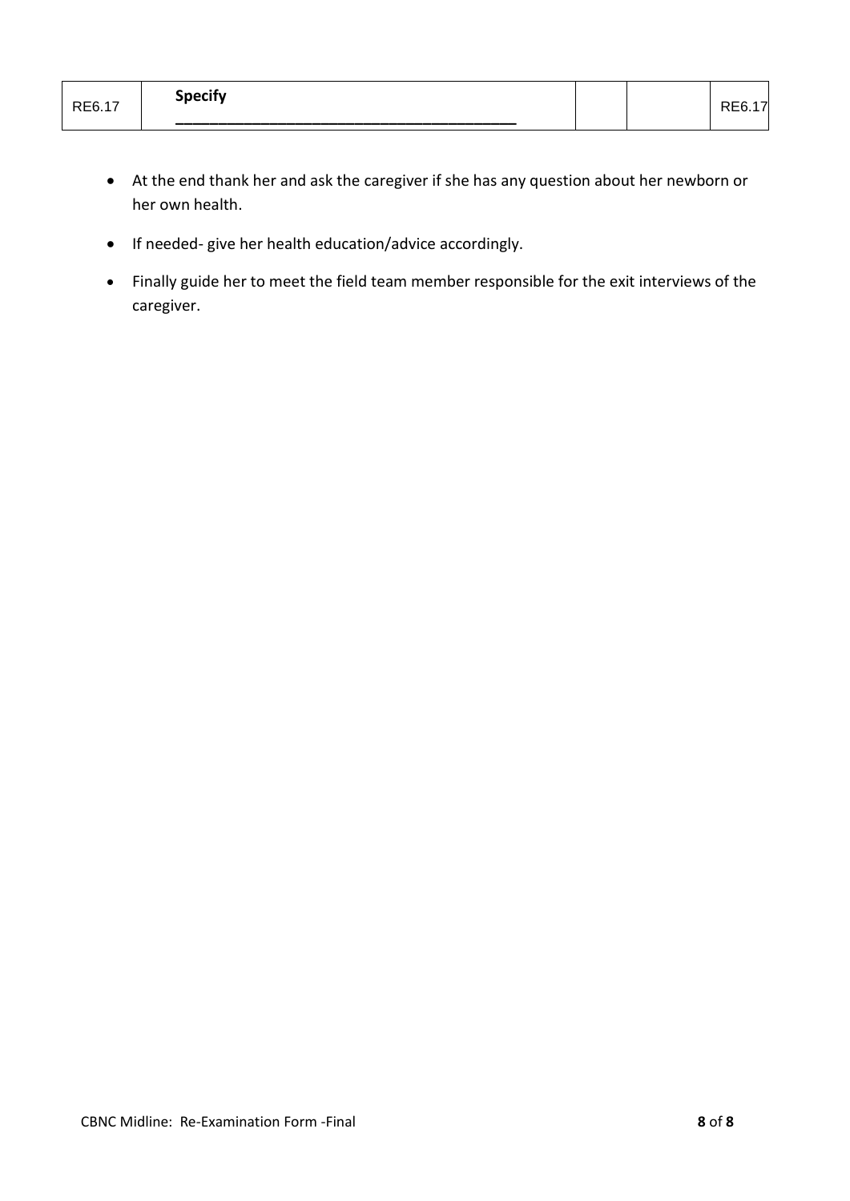| | | | | |
|---|---|---|---|---|
| RE6.17 | **Specify** ________________________________________ | | | RE6.17 |

- At the end thank her and ask the caregiver if she has any question about her newborn or her own health.
- If needed- give her health education/advice accordingly.
- Finally guide her to meet the field team member responsible for the exit interviews of the caregiver.